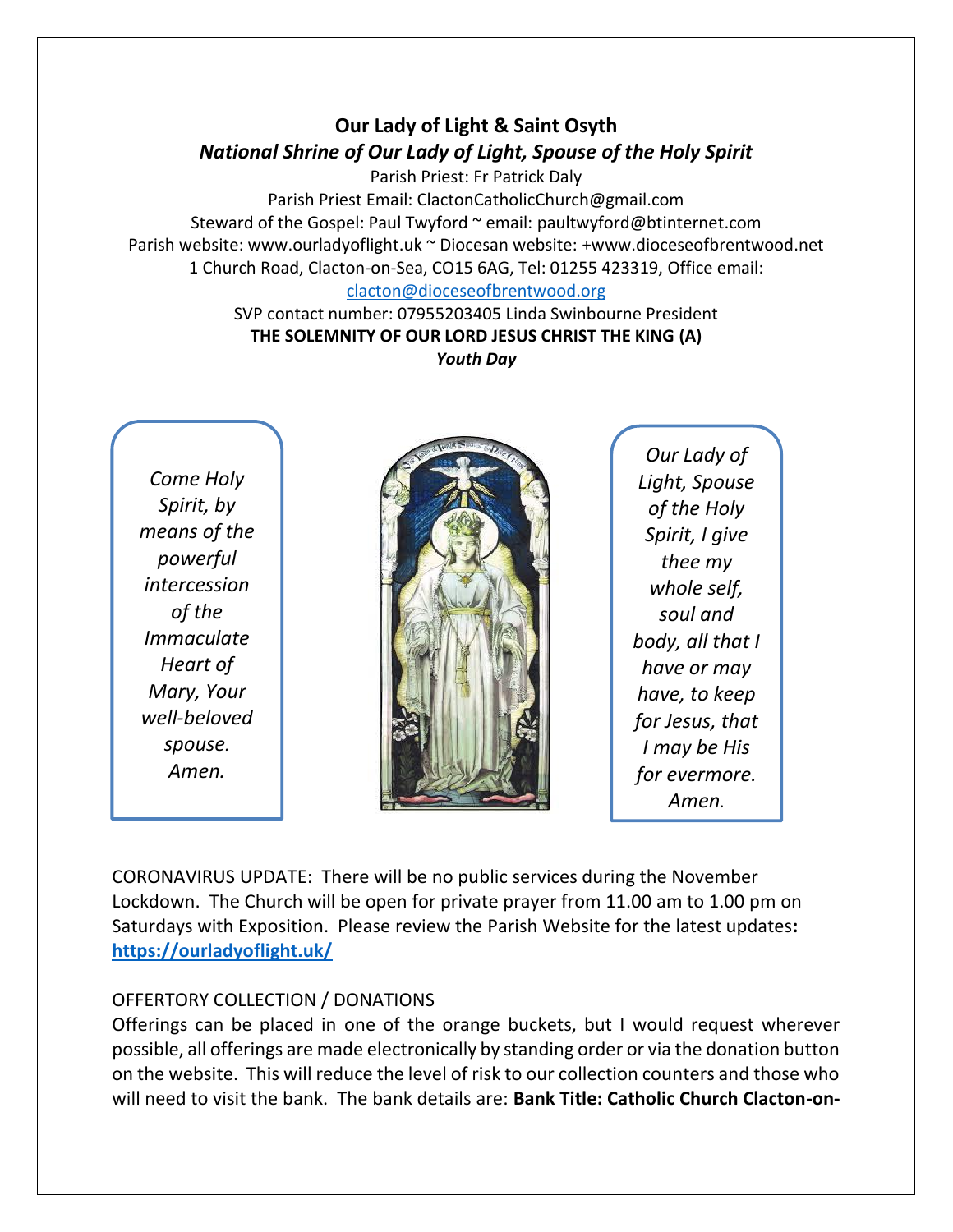# Our Lady of Light & Saint Osyth

## *National Shrine of Our Lady of Light, Spouse of the Holy Spirit*

Parish Priest: Fr Patrick Daly
Parish Priest Email: ClactonCatholicChurch@gmail.com
Steward of the Gospel: Paul Twyford ~ email: paultwyford@btinternet.com
Parish website: www.ourladyoflight.uk ~ Diocesan website: +www.dioceseofbrentwood.net
1 Church Road, Clacton-on-Sea, CO15 6AG, Tel: 01255 423319, Office email: clacton@dioceseofbrentwood.org
SVP contact number: 07955203405 Linda Swinbourne President

**THE SOLEMNITY OF OUR LORD JESUS CHRIST THE KING (A)**

***Youth Day***

*Come Holy Spirit, by means of the powerful intercession of the Immaculate Heart of Mary, Your well-beloved spouse. Amen.*

*Our Lady of Light, Spouse of the Holy Spirit, I give thee my whole self, soul and body, all that I have or may have, to keep for Jesus, that I may be His for evermore. Amen.*

CORONAVIRUS UPDATE: There will be no public services during the November Lockdown. The Church will be open for private prayer from 11.00 am to 1.00 pm on Saturdays with Exposition. Please review the Parish Website for the latest updates**:** **https://ourladyoflight.uk/**

OFFERTORY COLLECTION / DONATIONS

Offerings can be placed in one of the orange buckets, but I would request wherever possible, all offerings are made electronically by standing order or via the donation button on the website. This will reduce the level of risk to our collection counters and those who will need to visit the bank. The bank details are: **Bank Title: Catholic Church Clacton-on-**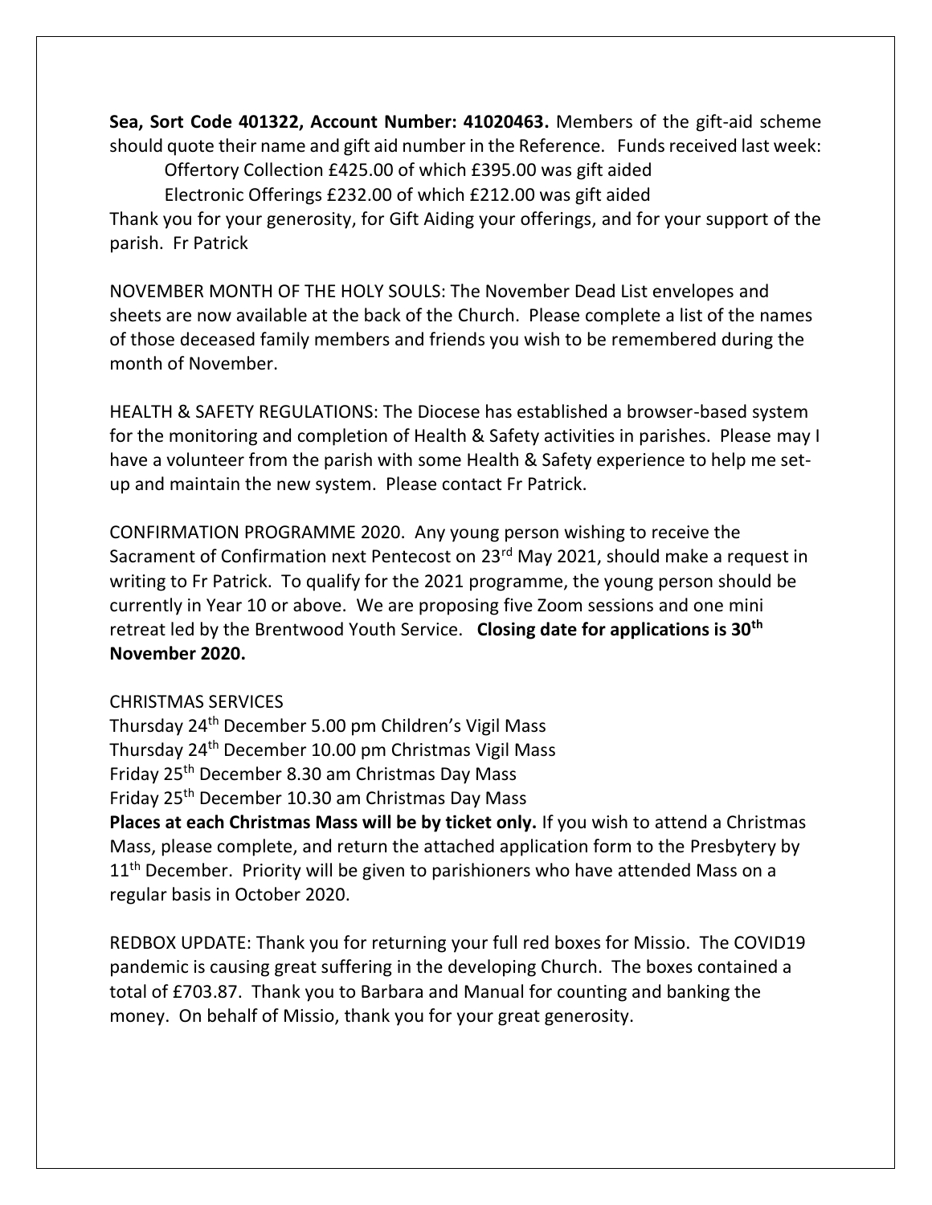**Sea, Sort Code 401322, Account Number: 41020463.** Members of the gift-aid scheme should quote their name and gift aid number in the Reference. Funds received last week:

Offertory Collection £425.00 of which £395.00 was gift aided

Electronic Offerings £232.00 of which £212.00 was gift aided

Thank you for your generosity, for Gift Aiding your offerings, and for your support of the parish. Fr Patrick

NOVEMBER MONTH OF THE HOLY SOULS: The November Dead List envelopes and sheets are now available at the back of the Church. Please complete a list of the names of those deceased family members and friends you wish to be remembered during the month of November.

HEALTH & SAFETY REGULATIONS: The Diocese has established a browser-based system for the monitoring and completion of Health & Safety activities in parishes. Please may I have a volunteer from the parish with some Health & Safety experience to help me set-up and maintain the new system. Please contact Fr Patrick.

CONFIRMATION PROGRAMME 2020. Any young person wishing to receive the Sacrament of Confirmation next Pentecost on 23rd May 2021, should make a request in writing to Fr Patrick. To qualify for the 2021 programme, the young person should be currently in Year 10 or above. We are proposing five Zoom sessions and one mini retreat led by the Brentwood Youth Service. **Closing date for applications is 30th November 2020.**

CHRISTMAS SERVICES

Thursday 24th December 5.00 pm Children's Vigil Mass

Thursday 24th December 10.00 pm Christmas Vigil Mass

Friday 25th December 8.30 am Christmas Day Mass

Friday 25th December 10.30 am Christmas Day Mass

**Places at each Christmas Mass will be by ticket only.** If you wish to attend a Christmas Mass, please complete, and return the attached application form to the Presbytery by 11th December. Priority will be given to parishioners who have attended Mass on a regular basis in October 2020.

REDBOX UPDATE: Thank you for returning your full red boxes for Missio. The COVID19 pandemic is causing great suffering in the developing Church. The boxes contained a total of £703.87. Thank you to Barbara and Manual for counting and banking the money. On behalf of Missio, thank you for your great generosity.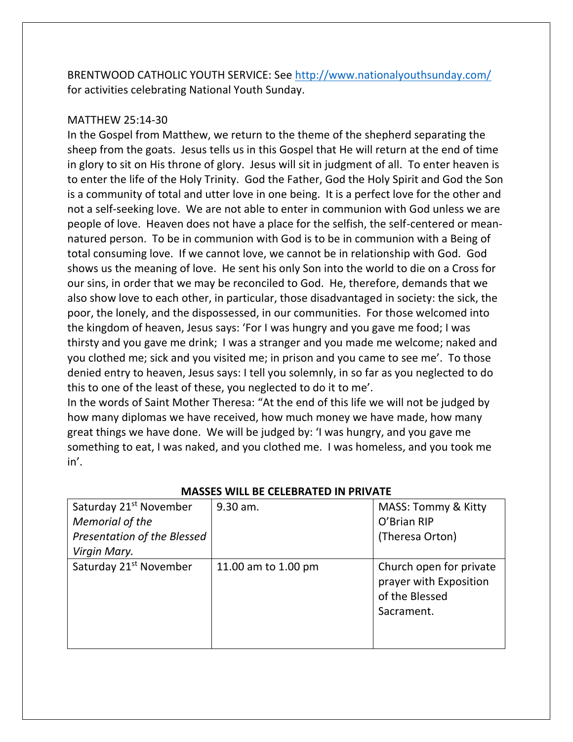BRENTWOOD CATHOLIC YOUTH SERVICE: See http://www.nationalyouthsunday.com/ for activities celebrating National Youth Sunday.

MATTHEW 25:14-30

In the Gospel from Matthew, we return to the theme of the shepherd separating the sheep from the goats. Jesus tells us in this Gospel that He will return at the end of time in glory to sit on His throne of glory. Jesus will sit in judgment of all. To enter heaven is to enter the life of the Holy Trinity. God the Father, God the Holy Spirit and God the Son is a community of total and utter love in one being. It is a perfect love for the other and not a self-seeking love. We are not able to enter in communion with God unless we are people of love. Heaven does not have a place for the selfish, the self-centered or mean-natured person. To be in communion with God is to be in communion with a Being of total consuming love. If we cannot love, we cannot be in relationship with God. God shows us the meaning of love. He sent his only Son into the world to die on a Cross for our sins, in order that we may be reconciled to God. He, therefore, demands that we also show love to each other, in particular, those disadvantaged in society: the sick, the poor, the lonely, and the dispossessed, in our communities. For those welcomed into the kingdom of heaven, Jesus says: 'For I was hungry and you gave me food; I was thirsty and you gave me drink; I was a stranger and you made me welcome; naked and you clothed me; sick and you visited me; in prison and you came to see me'. To those denied entry to heaven, Jesus says: I tell you solemnly, in so far as you neglected to do this to one of the least of these, you neglected to do it to me'.

In the words of Saint Mother Theresa: "At the end of this life we will not be judged by how many diplomas we have received, how much money we have made, how many great things we have done. We will be judged by: 'I was hungry, and you gave me something to eat, I was naked, and you clothed me. I was homeless, and you took me in'.

**MASSES WILL BE CELEBRATED IN PRIVATE**

| | | |
|---|---|---|
| Saturday 21st November *Memorial of the Presentation of the Blessed Virgin Mary.* | 9.30 am. | MASS: Tommy & Kitty O'Brian RIP (Theresa Orton) |
| Saturday 21st November | 11.00 am to 1.00 pm | Church open for private prayer with Exposition of the Blessed Sacrament. |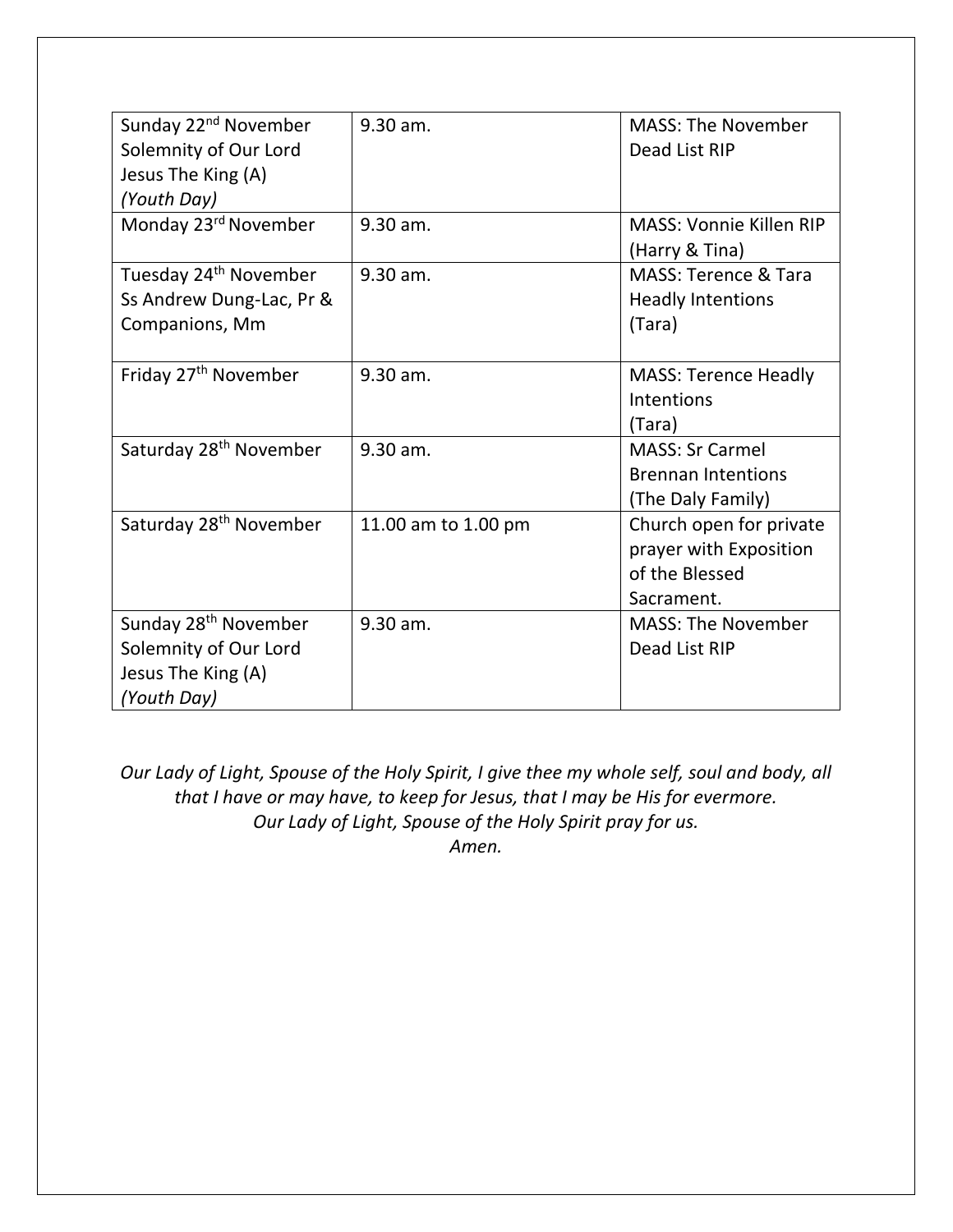| Sunday 22nd November Solemnity of Our Lord Jesus The King (A) *(Youth Day)* | 9.30 am. | MASS: The November Dead List RIP |
|---|---|---|
| Monday 23rd November | 9.30 am. | MASS: Vonnie Killen RIP (Harry & Tina) |
| Tuesday 24th November Ss Andrew Dung-Lac, Pr & Companions, Mm | 9.30 am. | MASS: Terence & Tara Headly Intentions (Tara) |
| Friday 27th November | 9.30 am. | MASS: Terence Headly Intentions (Tara) |
| Saturday 28th November | 9.30 am. | MASS: Sr Carmel Brennan Intentions (The Daly Family) |
| Saturday 28th November | 11.00 am to 1.00 pm | Church open for private prayer with Exposition of the Blessed Sacrament. |
| Sunday 28th November Solemnity of Our Lord Jesus The King (A) *(Youth Day)* | 9.30 am. | MASS: The November Dead List RIP |

*Our Lady of Light, Spouse of the Holy Spirit, I give thee my whole self, soul and body, all that I have or may have, to keep for Jesus, that I may be His for evermore.*
*Our Lady of Light, Spouse of the Holy Spirit pray for us.*
*Amen.*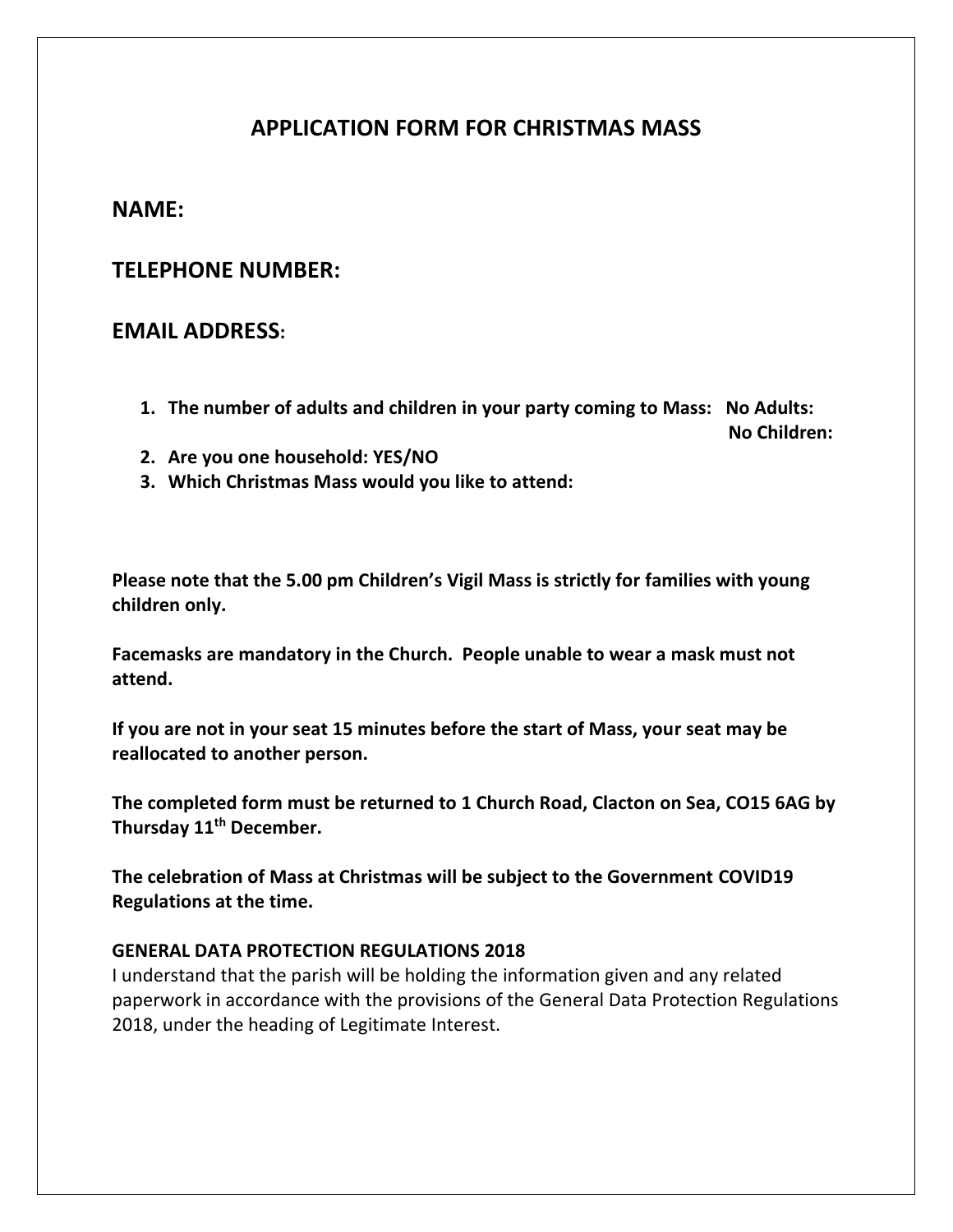# APPLICATION FORM FOR CHRISTMAS MASS

## NAME:

## TELEPHONE NUMBER:

## EMAIL ADDRESS:

1. **The number of adults and children in your party coming to Mass: No Adults:**
   **No Children:**
2. **Are you one household: YES/NO**
3. **Which Christmas Mass would you like to attend:**

**Please note that the 5.00 pm Children's Vigil Mass is strictly for families with young children only.**

**Facemasks are mandatory in the Church. People unable to wear a mask must not attend.**

**If you are not in your seat 15 minutes before the start of Mass, your seat may be reallocated to another person.**

**The completed form must be returned to 1 Church Road, Clacton on Sea, CO15 6AG by Thursday 11th December.**

**The celebration of Mass at Christmas will be subject to the Government COVID19 Regulations at the time.**

**GENERAL DATA PROTECTION REGULATIONS 2018**

I understand that the parish will be holding the information given and any related paperwork in accordance with the provisions of the General Data Protection Regulations 2018, under the heading of Legitimate Interest.